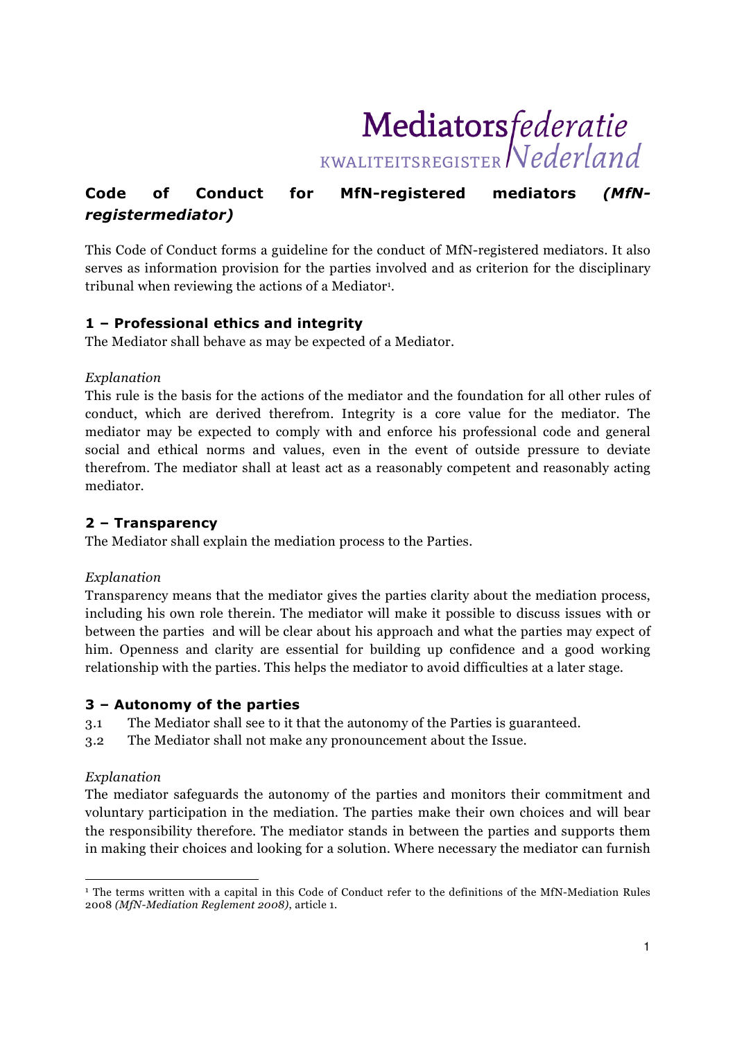Mediatorsfederatie
KWALITEITSREGISTER Nederland

# Code of Conduct for MfN-registered mediators *(MfN-registermediator)*

This Code of Conduct forms a guideline for the conduct of MfN-registered mediators. It also serves as information provision for the parties involved and as criterion for the disciplinary tribunal when reviewing the actions of a Mediator[1].

## 1 – Professional ethics and integrity

The Mediator shall behave as may be expected of a Mediator.

*Explanation*

This rule is the basis for the actions of the mediator and the foundation for all other rules of conduct, which are derived therefrom. Integrity is a core value for the mediator. The mediator may be expected to comply with and enforce his professional code and general social and ethical norms and values, even in the event of outside pressure to deviate therefrom. The mediator shall at least act as a reasonably competent and reasonably acting mediator.

## 2 – Transparency

The Mediator shall explain the mediation process to the Parties.

*Explanation*

Transparency means that the mediator gives the parties clarity about the mediation process, including his own role therein. The mediator will make it possible to discuss issues with or between the parties and will be clear about his approach and what the parties may expect of him. Openness and clarity are essential for building up confidence and a good working relationship with the parties. This helps the mediator to avoid difficulties at a later stage.

## 3 – Autonomy of the parties

3.1 The Mediator shall see to it that the autonomy of the Parties is guaranteed.

3.2 The Mediator shall not make any pronouncement about the Issue.

*Explanation*

The mediator safeguards the autonomy of the parties and monitors their commitment and voluntary participation in the mediation. The parties make their own choices and will bear the responsibility therefore. The mediator stands in between the parties and supports them in making their choices and looking for a solution. Where necessary the mediator can furnish

[1] The terms written with a capital in this Code of Conduct refer to the definitions of the MfN-Mediation Rules 2008 *(MfN-Mediation Reglement 2008)*, article 1.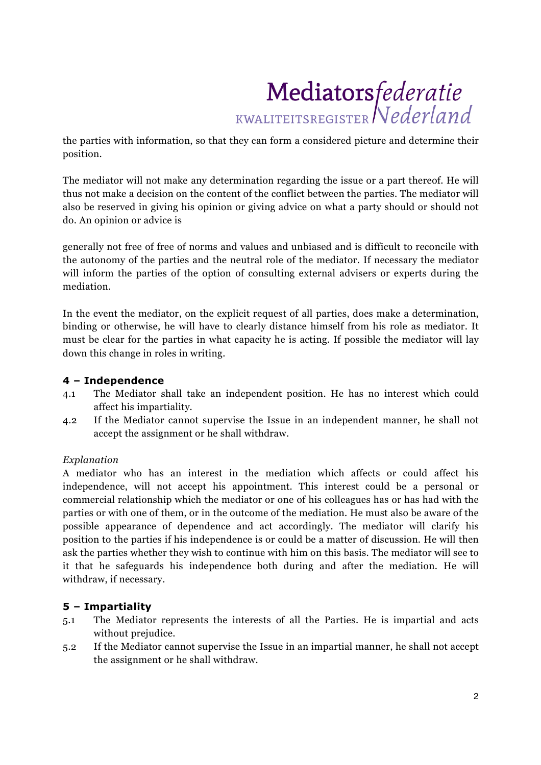the parties with information, so that they can form a considered picture and determine their position.

The mediator will not make any determination regarding the issue or a part thereof. He will thus not make a decision on the content of the conflict between the parties. The mediator will also be reserved in giving his opinion or giving advice on what a party should or should not do. An opinion or advice is

generally not free of free of norms and values and unbiased and is difficult to reconcile with the autonomy of the parties and the neutral role of the mediator. If necessary the mediator will inform the parties of the option of consulting external advisers or experts during the mediation.

In the event the mediator, on the explicit request of all parties, does make a determination, binding or otherwise, he will have to clearly distance himself from his role as mediator. It must be clear for the parties in what capacity he is acting. If possible the mediator will lay down this change in roles in writing.

## 4 – Independence

4.1 The Mediator shall take an independent position. He has no interest which could affect his impartiality.

4.2 If the Mediator cannot supervise the Issue in an independent manner, he shall not accept the assignment or he shall withdraw.

*Explanation*

A mediator who has an interest in the mediation which affects or could affect his independence, will not accept his appointment. This interest could be a personal or commercial relationship which the mediator or one of his colleagues has or has had with the parties or with one of them, or in the outcome of the mediation. He must also be aware of the possible appearance of dependence and act accordingly. The mediator will clarify his position to the parties if his independence is or could be a matter of discussion. He will then ask the parties whether they wish to continue with him on this basis. The mediator will see to it that he safeguards his independence both during and after the mediation. He will withdraw, if necessary.

## 5 – Impartiality

5.1 The Mediator represents the interests of all the Parties. He is impartial and acts without prejudice.

5.2 If the Mediator cannot supervise the Issue in an impartial manner, he shall not accept the assignment or he shall withdraw.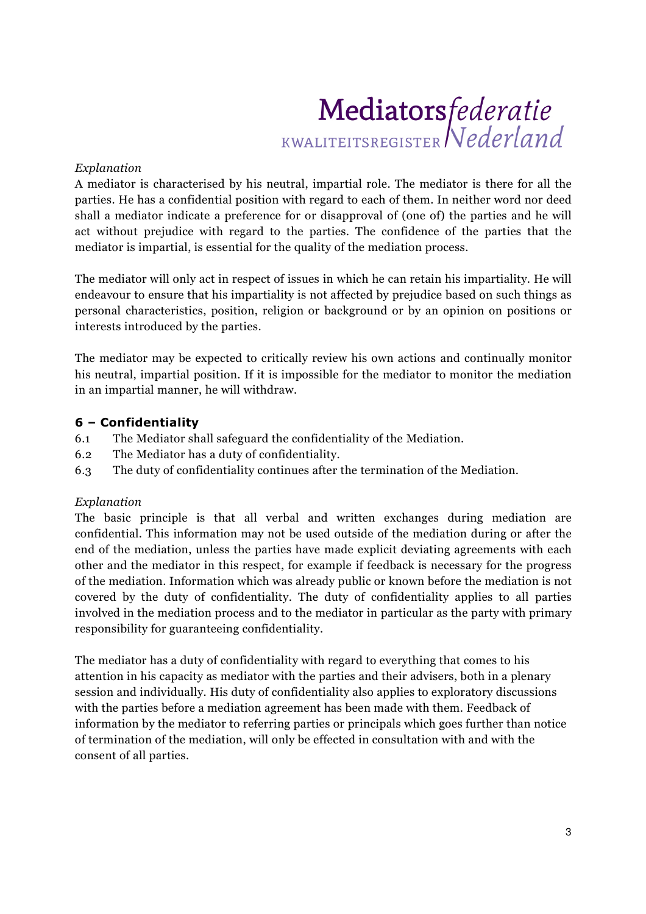*Explanation*

A mediator is characterised by his neutral, impartial role. The mediator is there for all the parties. He has a confidential position with regard to each of them. In neither word nor deed shall a mediator indicate a preference for or disapproval of (one of) the parties and he will act without prejudice with regard to the parties. The confidence of the parties that the mediator is impartial, is essential for the quality of the mediation process.

The mediator will only act in respect of issues in which he can retain his impartiality. He will endeavour to ensure that his impartiality is not affected by prejudice based on such things as personal characteristics, position, religion or background or by an opinion on positions or interests introduced by the parties.

The mediator may be expected to critically review his own actions and continually monitor his neutral, impartial position. If it is impossible for the mediator to monitor the mediation in an impartial manner, he will withdraw.

## 6 – Confidentiality

6.1 The Mediator shall safeguard the confidentiality of the Mediation.
6.2 The Mediator has a duty of confidentiality.
6.3 The duty of confidentiality continues after the termination of the Mediation.

*Explanation*

The basic principle is that all verbal and written exchanges during mediation are confidential. This information may not be used outside of the mediation during or after the end of the mediation, unless the parties have made explicit deviating agreements with each other and the mediator in this respect, for example if feedback is necessary for the progress of the mediation. Information which was already public or known before the mediation is not covered by the duty of confidentiality. The duty of confidentiality applies to all parties involved in the mediation process and to the mediator in particular as the party with primary responsibility for guaranteeing confidentiality.

The mediator has a duty of confidentiality with regard to everything that comes to his attention in his capacity as mediator with the parties and their advisers, both in a plenary session and individually. His duty of confidentiality also applies to exploratory discussions with the parties before a mediation agreement has been made with them. Feedback of information by the mediator to referring parties or principals which goes further than notice of termination of the mediation, will only be effected in consultation with and with the consent of all parties.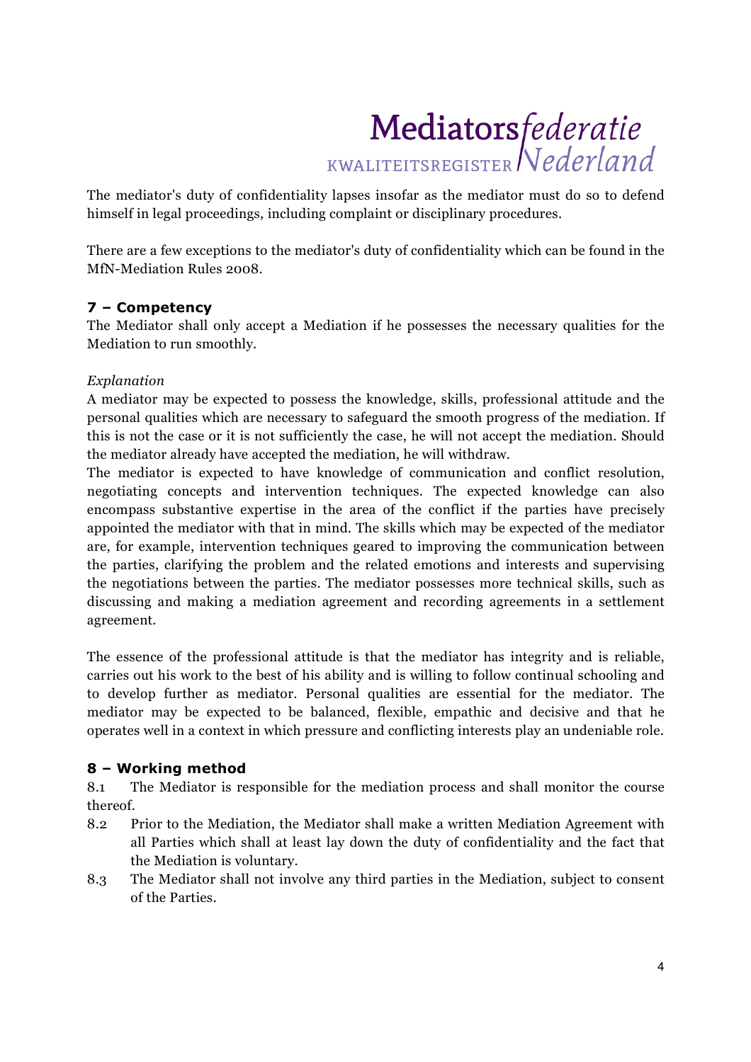The mediator's duty of confidentiality lapses insofar as the mediator must do so to defend himself in legal proceedings, including complaint or disciplinary procedures.

There are a few exceptions to the mediator's duty of confidentiality which can be found in the MfN-Mediation Rules 2008.

### 7 – Competency

The Mediator shall only accept a Mediation if he possesses the necessary qualities for the Mediation to run smoothly.

*Explanation*

A mediator may be expected to possess the knowledge, skills, professional attitude and the personal qualities which are necessary to safeguard the smooth progress of the mediation. If this is not the case or it is not sufficiently the case, he will not accept the mediation. Should the mediator already have accepted the mediation, he will withdraw.

The mediator is expected to have knowledge of communication and conflict resolution, negotiating concepts and intervention techniques. The expected knowledge can also encompass substantive expertise in the area of the conflict if the parties have precisely appointed the mediator with that in mind. The skills which may be expected of the mediator are, for example, intervention techniques geared to improving the communication between the parties, clarifying the problem and the related emotions and interests and supervising the negotiations between the parties. The mediator possesses more technical skills, such as discussing and making a mediation agreement and recording agreements in a settlement agreement.

The essence of the professional attitude is that the mediator has integrity and is reliable, carries out his work to the best of his ability and is willing to follow continual schooling and to develop further as mediator. Personal qualities are essential for the mediator. The mediator may be expected to be balanced, flexible, empathic and decisive and that he operates well in a context in which pressure and conflicting interests play an undeniable role.

### 8 – Working method

8.1 The Mediator is responsible for the mediation process and shall monitor the course thereof.

8.2 Prior to the Mediation, the Mediator shall make a written Mediation Agreement with all Parties which shall at least lay down the duty of confidentiality and the fact that the Mediation is voluntary.

8.3 The Mediator shall not involve any third parties in the Mediation, subject to consent of the Parties.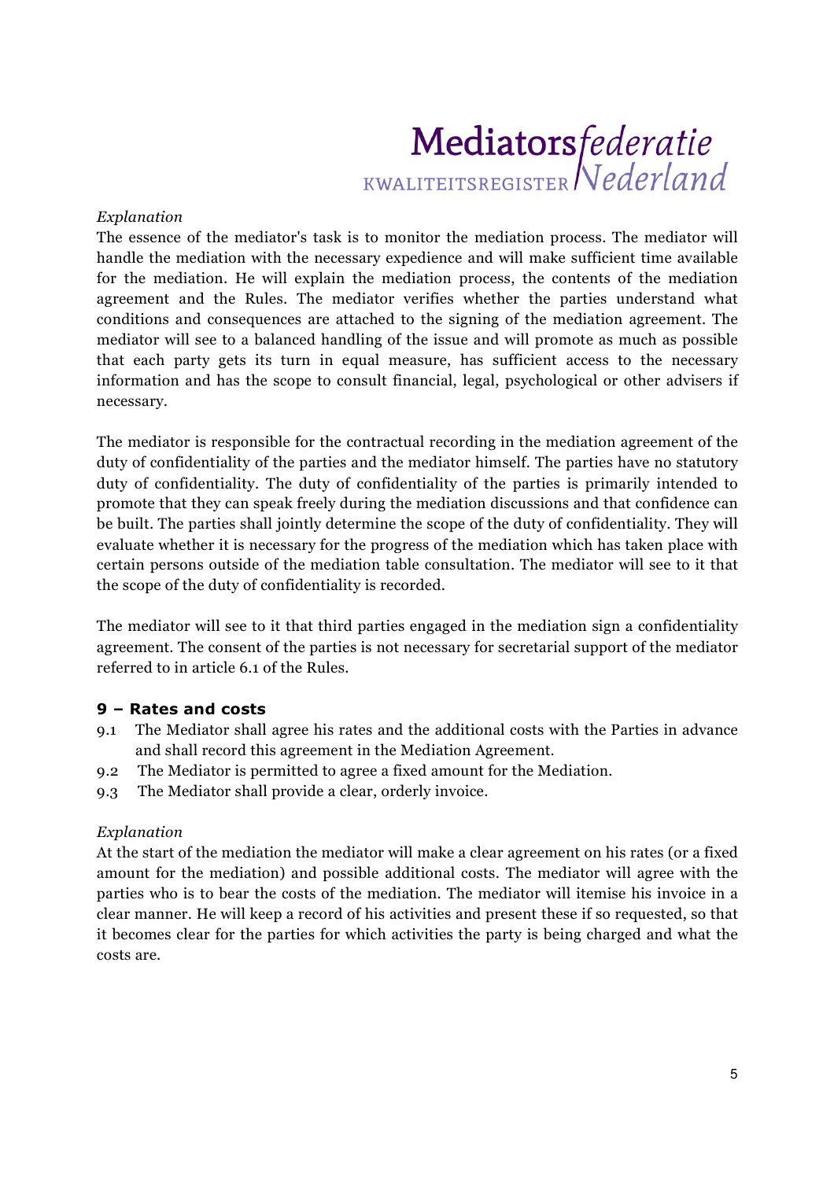*Explanation*

The essence of the mediator's task is to monitor the mediation process. The mediator will handle the mediation with the necessary expedience and will make sufficient time available for the mediation. He will explain the mediation process, the contents of the mediation agreement and the Rules. The mediator verifies whether the parties understand what conditions and consequences are attached to the signing of the mediation agreement. The mediator will see to a balanced handling of the issue and will promote as much as possible that each party gets its turn in equal measure, has sufficient access to the necessary information and has the scope to consult financial, legal, psychological or other advisers if necessary.

The mediator is responsible for the contractual recording in the mediation agreement of the duty of confidentiality of the parties and the mediator himself. The parties have no statutory duty of confidentiality. The duty of confidentiality of the parties is primarily intended to promote that they can speak freely during the mediation discussions and that confidence can be built. The parties shall jointly determine the scope of the duty of confidentiality. They will evaluate whether it is necessary for the progress of the mediation which has taken place with certain persons outside of the mediation table consultation. The mediator will see to it that the scope of the duty of confidentiality is recorded.

The mediator will see to it that third parties engaged in the mediation sign a confidentiality agreement. The consent of the parties is not necessary for secretarial support of the mediator referred to in article 6.1 of the Rules.

### 9 – Rates and costs

9.1 The Mediator shall agree his rates and the additional costs with the Parties in advance and shall record this agreement in the Mediation Agreement.

9.2 The Mediator is permitted to agree a fixed amount for the Mediation.

9.3 The Mediator shall provide a clear, orderly invoice.

*Explanation*

At the start of the mediation the mediator will make a clear agreement on his rates (or a fixed amount for the mediation) and possible additional costs. The mediator will agree with the parties who is to bear the costs of the mediation. The mediator will itemise his invoice in a clear manner. He will keep a record of his activities and present these if so requested, so that it becomes clear for the parties for which activities the party is being charged and what the costs are.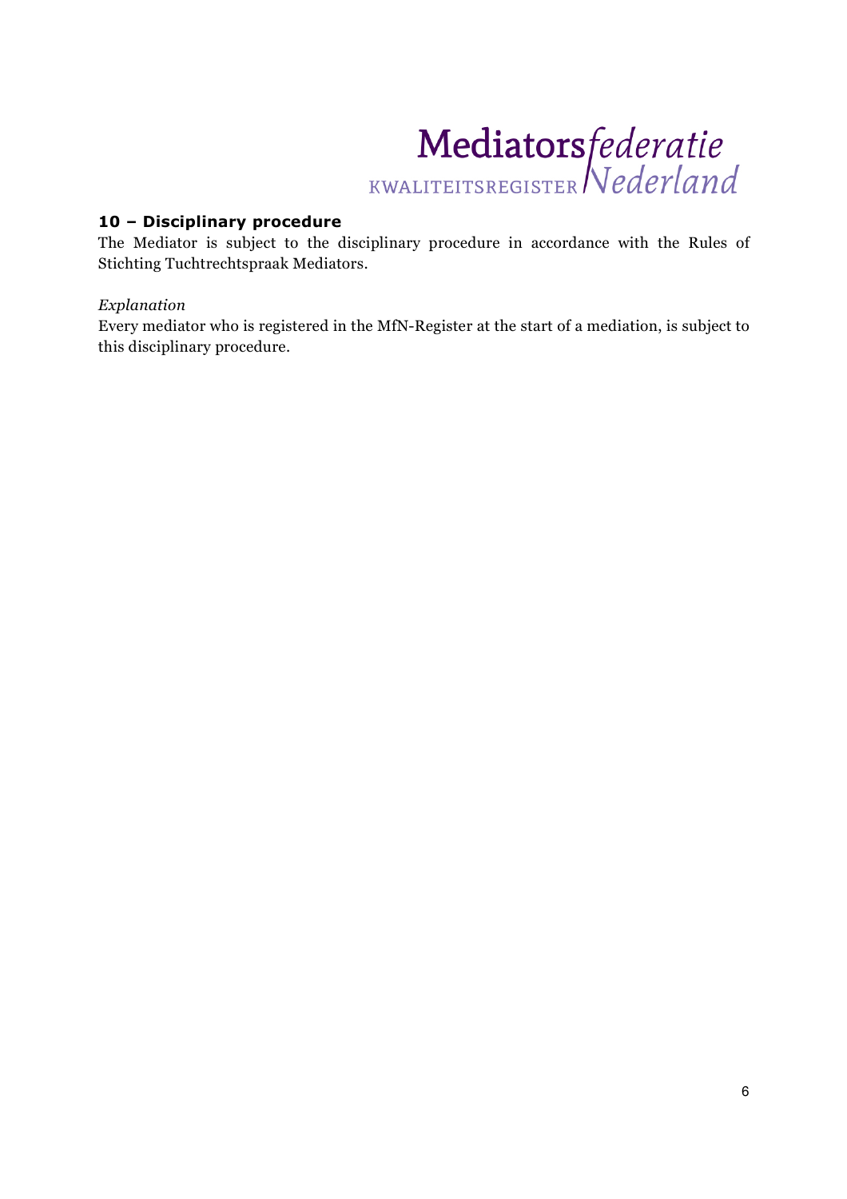## 10 – Disciplinary procedure

The Mediator is subject to the disciplinary procedure in accordance with the Rules of Stichting Tuchtrechtspraak Mediators.

*Explanation*

Every mediator who is registered in the MfN-Register at the start of a mediation, is subject to this disciplinary procedure.